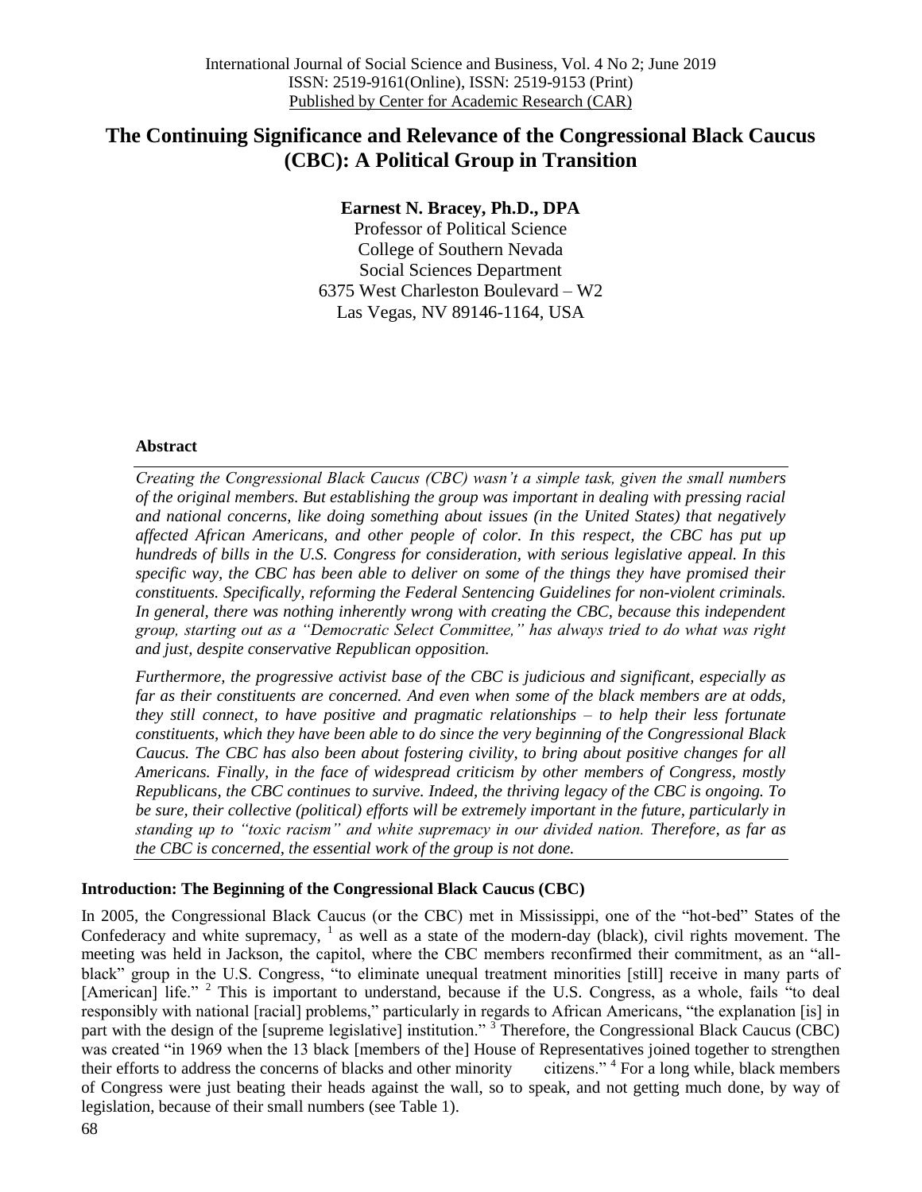International Journal of Social Science and Business, Vol. 4 No 2; June 2019
ISSN: 2519-9161(Online), ISSN: 2519-9153 (Print)
Published by Center for Academic Research (CAR)

# The Continuing Significance and Relevance of the Congressional Black Caucus (CBC): A Political Group in Transition

**Earnest N. Bracey, Ph.D., DPA**
Professor of Political Science
College of Southern Nevada
Social Sciences Department
6375 West Charleston Boulevard – W2
Las Vegas, NV 89146-1164, USA

## Abstract

*Creating the Congressional Black Caucus (CBC) wasn't a simple task, given the small numbers of the original members. But establishing the group was important in dealing with pressing racial and national concerns, like doing something about issues (in the United States) that negatively affected African Americans, and other people of color. In this respect, the CBC has put up hundreds of bills in the U.S. Congress for consideration, with serious legislative appeal. In this specific way, the CBC has been able to deliver on some of the things they have promised their constituents. Specifically, reforming the Federal Sentencing Guidelines for non-violent criminals. In general, there was nothing inherently wrong with creating the CBC, because this independent group, starting out as a "Democratic Select Committee," has always tried to do what was right and just, despite conservative Republican opposition.*

*Furthermore, the progressive activist base of the CBC is judicious and significant, especially as far as their constituents are concerned. And even when some of the black members are at odds, they still connect, to have positive and pragmatic relationships – to help their less fortunate constituents, which they have been able to do since the very beginning of the Congressional Black Caucus. The CBC has also been about fostering civility, to bring about positive changes for all Americans. Finally, in the face of widespread criticism by other members of Congress, mostly Republicans, the CBC continues to survive. Indeed, the thriving legacy of the CBC is ongoing. To be sure, their collective (political) efforts will be extremely important in the future, particularly in standing up to "toxic racism" and white supremacy in our divided nation. Therefore, as far as the CBC is concerned, the essential work of the group is not done.*

## Introduction: The Beginning of the Congressional Black Caucus (CBC)

In 2005, the Congressional Black Caucus (or the CBC) met in Mississippi, one of the "hot-bed" States of the Confederacy and white supremacy, [1] as well as a state of the modern-day (black), civil rights movement. The meeting was held in Jackson, the capitol, where the CBC members reconfirmed their commitment, as an "all-black" group in the U.S. Congress, "to eliminate unequal treatment minorities [still] receive in many parts of [American] life." [2] This is important to understand, because if the U.S. Congress, as a whole, fails "to deal responsibly with national [racial] problems," particularly in regards to African Americans, "the explanation [is] in part with the design of the [supreme legislative] institution." [3] Therefore, the Congressional Black Caucus (CBC) was created "in 1969 when the 13 black [members of the] House of Representatives joined together to strengthen their efforts to address the concerns of blacks and other minority citizens." [4] For a long while, black members of Congress were just beating their heads against the wall, so to speak, and not getting much done, by way of legislation, because of their small numbers (see Table 1).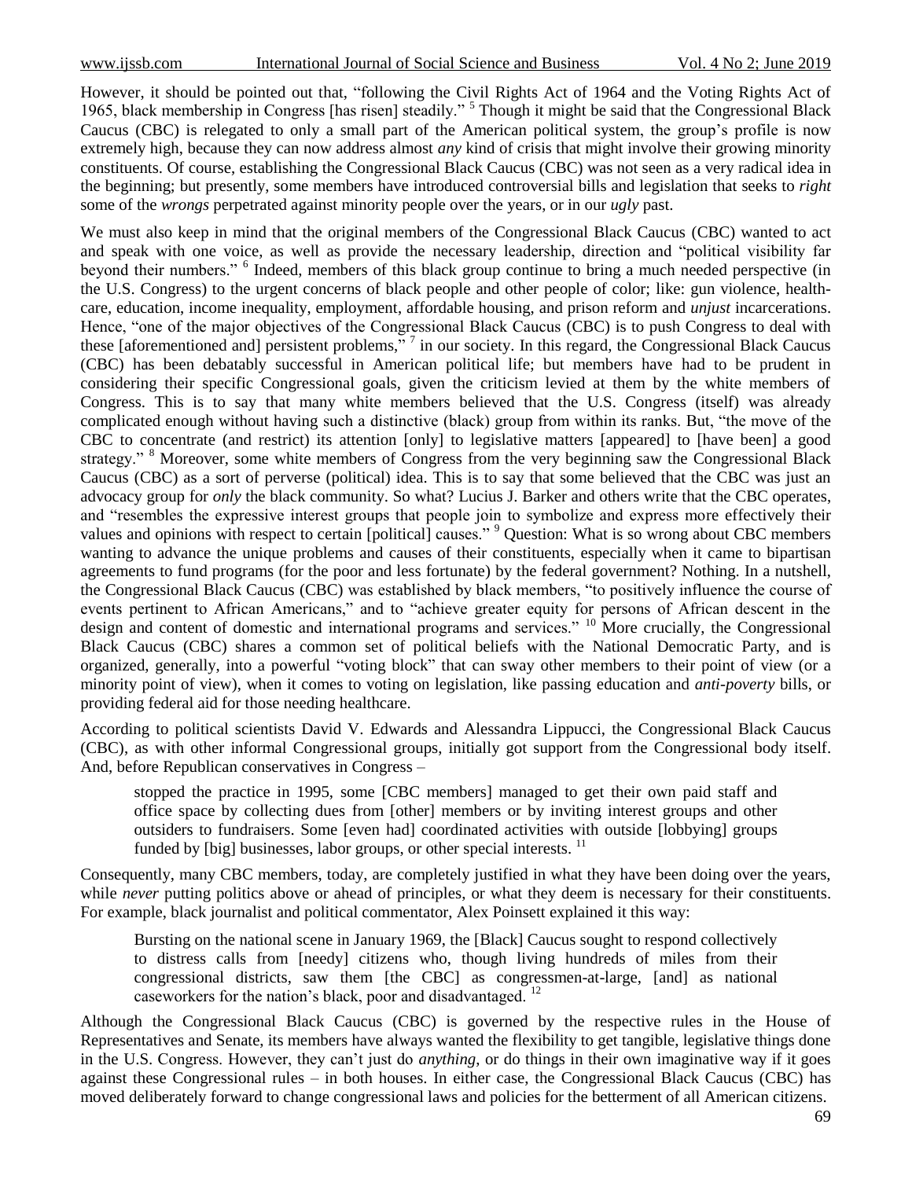However, it should be pointed out that, "following the Civil Rights Act of 1964 and the Voting Rights Act of 1965, black membership in Congress [has risen] steadily." [5] Though it might be said that the Congressional Black Caucus (CBC) is relegated to only a small part of the American political system, the group's profile is now extremely high, because they can now address almost *any* kind of crisis that might involve their growing minority constituents. Of course, establishing the Congressional Black Caucus (CBC) was not seen as a very radical idea in the beginning; but presently, some members have introduced controversial bills and legislation that seeks to *right* some of the *wrongs* perpetrated against minority people over the years, or in our *ugly* past.

We must also keep in mind that the original members of the Congressional Black Caucus (CBC) wanted to act and speak with one voice, as well as provide the necessary leadership, direction and "political visibility far beyond their numbers." [6] Indeed, members of this black group continue to bring a much needed perspective (in the U.S. Congress) to the urgent concerns of black people and other people of color; like: gun violence, health-care, education, income inequality, employment, affordable housing, and prison reform and *unjust* incarcerations. Hence, "one of the major objectives of the Congressional Black Caucus (CBC) is to push Congress to deal with these [aforementioned and] persistent problems," [7] in our society. In this regard, the Congressional Black Caucus (CBC) has been debatably successful in American political life; but members have had to be prudent in considering their specific Congressional goals, given the criticism levied at them by the white members of Congress. This is to say that many white members believed that the U.S. Congress (itself) was already complicated enough without having such a distinctive (black) group from within its ranks. But, "the move of the CBC to concentrate (and restrict) its attention [only] to legislative matters [appeared] to [have been] a good strategy." [8] Moreover, some white members of Congress from the very beginning saw the Congressional Black Caucus (CBC) as a sort of perverse (political) idea. This is to say that some believed that the CBC was just an advocacy group for *only* the black community. So what? Lucius J. Barker and others write that the CBC operates, and "resembles the expressive interest groups that people join to symbolize and express more effectively their values and opinions with respect to certain [political] causes." [9] Question: What is so wrong about CBC members wanting to advance the unique problems and causes of their constituents, especially when it came to bipartisan agreements to fund programs (for the poor and less fortunate) by the federal government? Nothing. In a nutshell, the Congressional Black Caucus (CBC) was established by black members, "to positively influence the course of events pertinent to African Americans," and to "achieve greater equity for persons of African descent in the design and content of domestic and international programs and services." [10] More crucially, the Congressional Black Caucus (CBC) shares a common set of political beliefs with the National Democratic Party, and is organized, generally, into a powerful "voting block" that can sway other members to their point of view (or a minority point of view), when it comes to voting on legislation, like passing education and *anti-poverty* bills, or providing federal aid for those needing healthcare.

According to political scientists David V. Edwards and Alessandra Lippucci, the Congressional Black Caucus (CBC), as with other informal Congressional groups, initially got support from the Congressional body itself. And, before Republican conservatives in Congress –

> stopped the practice in 1995, some [CBC members] managed to get their own paid staff and office space by collecting dues from [other] members or by inviting interest groups and other outsiders to fundraisers. Some [even had] coordinated activities with outside [lobbying] groups funded by [big] businesses, labor groups, or other special interests. [11]

Consequently, many CBC members, today, are completely justified in what they have been doing over the years, while *never* putting politics above or ahead of principles, or what they deem is necessary for their constituents. For example, black journalist and political commentator, Alex Poinsett explained it this way:

> Bursting on the national scene in January 1969, the [Black] Caucus sought to respond collectively to distress calls from [needy] citizens who, though living hundreds of miles from their congressional districts, saw them [the CBC] as congressmen-at-large, [and] as national caseworkers for the nation's black, poor and disadvantaged. [12]

Although the Congressional Black Caucus (CBC) is governed by the respective rules in the House of Representatives and Senate, its members have always wanted the flexibility to get tangible, legislative things done in the U.S. Congress. However, they can't just do *anything*, or do things in their own imaginative way if it goes against these Congressional rules – in both houses. In either case, the Congressional Black Caucus (CBC) has moved deliberately forward to change congressional laws and policies for the betterment of all American citizens.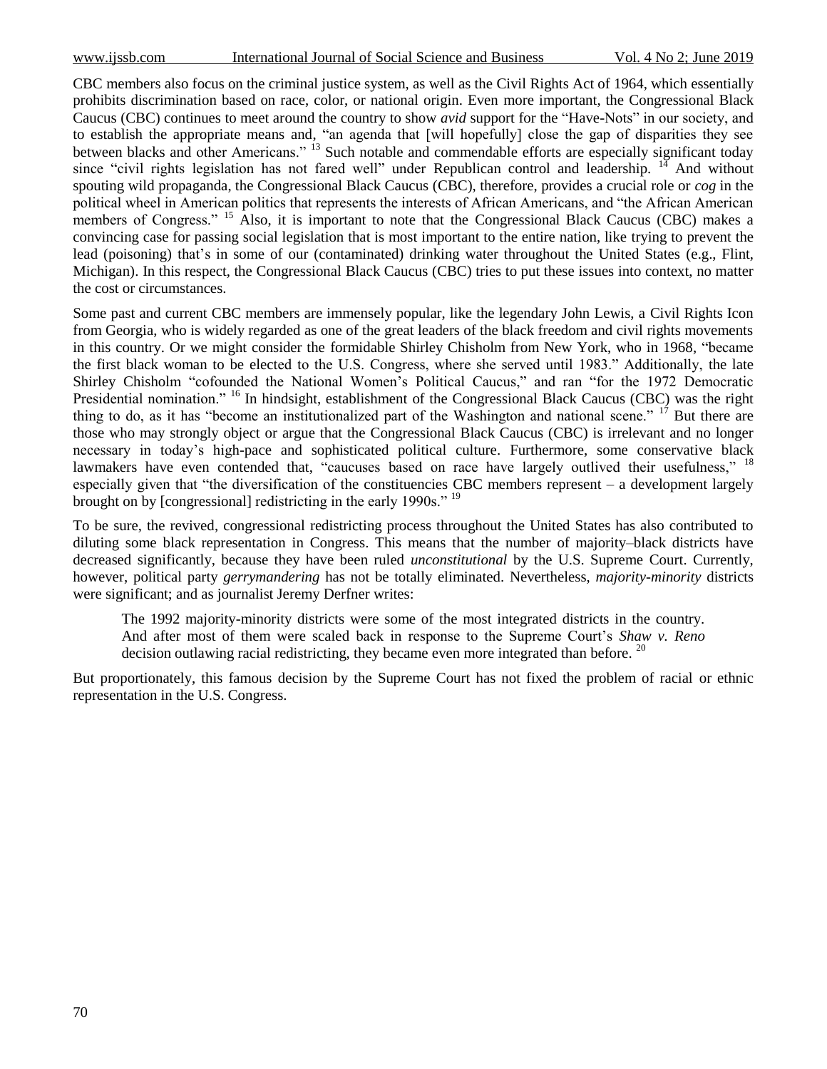CBC members also focus on the criminal justice system, as well as the Civil Rights Act of 1964, which essentially prohibits discrimination based on race, color, or national origin. Even more important, the Congressional Black Caucus (CBC) continues to meet around the country to show *avid* support for the "Have-Nots" in our society, and to establish the appropriate means and, "an agenda that [will hopefully] close the gap of disparities they see between blacks and other Americans." [13] Such notable and commendable efforts are especially significant today since "civil rights legislation has not fared well" under Republican control and leadership. [14] And without spouting wild propaganda, the Congressional Black Caucus (CBC), therefore, provides a crucial role or *cog* in the political wheel in American politics that represents the interests of African Americans, and "the African American members of Congress." [15] Also, it is important to note that the Congressional Black Caucus (CBC) makes a convincing case for passing social legislation that is most important to the entire nation, like trying to prevent the lead (poisoning) that's in some of our (contaminated) drinking water throughout the United States (e.g., Flint, Michigan). In this respect, the Congressional Black Caucus (CBC) tries to put these issues into context, no matter the cost or circumstances.

Some past and current CBC members are immensely popular, like the legendary John Lewis, a Civil Rights Icon from Georgia, who is widely regarded as one of the great leaders of the black freedom and civil rights movements in this country. Or we might consider the formidable Shirley Chisholm from New York, who in 1968, "became the first black woman to be elected to the U.S. Congress, where she served until 1983." Additionally, the late Shirley Chisholm "cofounded the National Women's Political Caucus," and ran "for the 1972 Democratic Presidential nomination." [16] In hindsight, establishment of the Congressional Black Caucus (CBC) was the right thing to do, as it has "become an institutionalized part of the Washington and national scene." [17] But there are those who may strongly object or argue that the Congressional Black Caucus (CBC) is irrelevant and no longer necessary in today's high-pace and sophisticated political culture. Furthermore, some conservative black lawmakers have even contended that, "caucuses based on race have largely outlived their usefulness," [18] especially given that "the diversification of the constituencies CBC members represent – a development largely brought on by [congressional] redistricting in the early 1990s." [19]

To be sure, the revived, congressional redistricting process throughout the United States has also contributed to diluting some black representation in Congress. This means that the number of majority–black districts have decreased significantly, because they have been ruled *unconstitutional* by the U.S. Supreme Court. Currently, however, political party *gerrymandering* has not be totally eliminated. Nevertheless, *majority-minority* districts were significant; and as journalist Jeremy Derfner writes:

> The 1992 majority-minority districts were some of the most integrated districts in the country. And after most of them were scaled back in response to the Supreme Court's *Shaw v. Reno* decision outlawing racial redistricting, they became even more integrated than before. [20]

But proportionately, this famous decision by the Supreme Court has not fixed the problem of racial or ethnic representation in the U.S. Congress.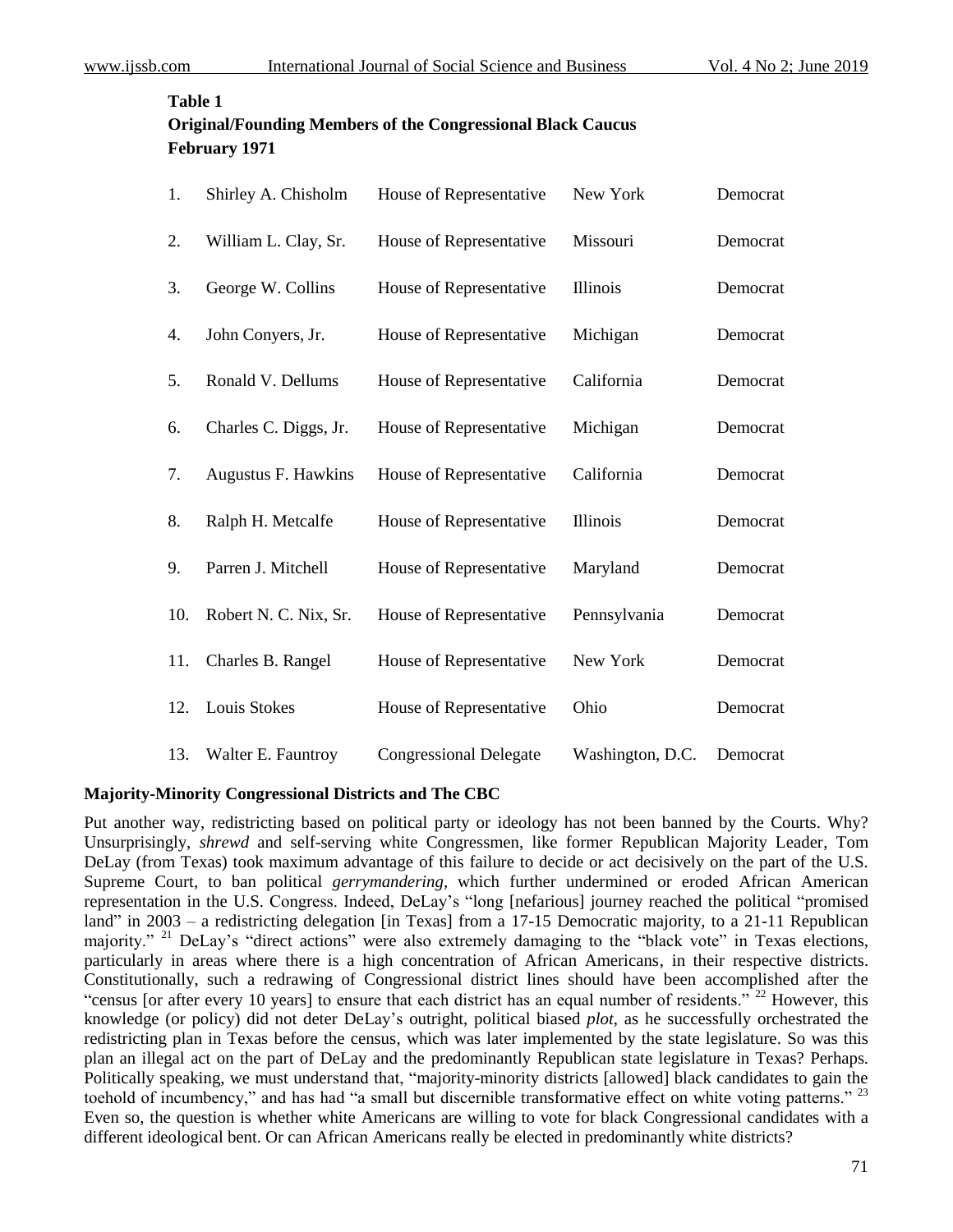**Table 1**
**Original/Founding Members of the Congressional Black Caucus**
**February 1971**

| | | | | |
|---|---|---|---|---|
| 1. | Shirley A. Chisholm | House of Representative | New York | Democrat |
| 2. | William L. Clay, Sr. | House of Representative | Missouri | Democrat |
| 3. | George W. Collins | House of Representative | Illinois | Democrat |
| 4. | John Conyers, Jr. | House of Representative | Michigan | Democrat |
| 5. | Ronald V. Dellums | House of Representative | California | Democrat |
| 6. | Charles C. Diggs, Jr. | House of Representative | Michigan | Democrat |
| 7. | Augustus F. Hawkins | House of Representative | California | Democrat |
| 8. | Ralph H. Metcalfe | House of Representative | Illinois | Democrat |
| 9. | Parren J. Mitchell | House of Representative | Maryland | Democrat |
| 10. | Robert N. C. Nix, Sr. | House of Representative | Pennsylvania | Democrat |
| 11. | Charles B. Rangel | House of Representative | New York | Democrat |
| 12. | Louis Stokes | House of Representative | Ohio | Democrat |
| 13. | Walter E. Fauntroy | Congressional Delegate | Washington, D.C. | Democrat |

### Majority-Minority Congressional Districts and The CBC

Put another way, redistricting based on political party or ideology has not been banned by the Courts. Why? Unsurprisingly, *shrewd* and self-serving white Congressmen, like former Republican Majority Leader, Tom DeLay (from Texas) took maximum advantage of this failure to decide or act decisively on the part of the U.S. Supreme Court, to ban political *gerrymandering*, which further undermined or eroded African American representation in the U.S. Congress. Indeed, DeLay's "long [nefarious] journey reached the political "promised land" in 2003 – a redistricting delegation [in Texas] from a 17-15 Democratic majority, to a 21-11 Republican majority." [21] DeLay's "direct actions" were also extremely damaging to the "black vote" in Texas elections, particularly in areas where there is a high concentration of African Americans, in their respective districts. Constitutionally, such a redrawing of Congressional district lines should have been accomplished after the "census [or after every 10 years] to ensure that each district has an equal number of residents." [22] However, this knowledge (or policy) did not deter DeLay's outright, political biased *plot*, as he successfully orchestrated the redistricting plan in Texas before the census, which was later implemented by the state legislature. So was this plan an illegal act on the part of DeLay and the predominantly Republican state legislature in Texas? Perhaps. Politically speaking, we must understand that, "majority-minority districts [allowed] black candidates to gain the toehold of incumbency," and has had "a small but discernible transformative effect on white voting patterns." [23] Even so, the question is whether white Americans are willing to vote for black Congressional candidates with a different ideological bent. Or can African Americans really be elected in predominantly white districts?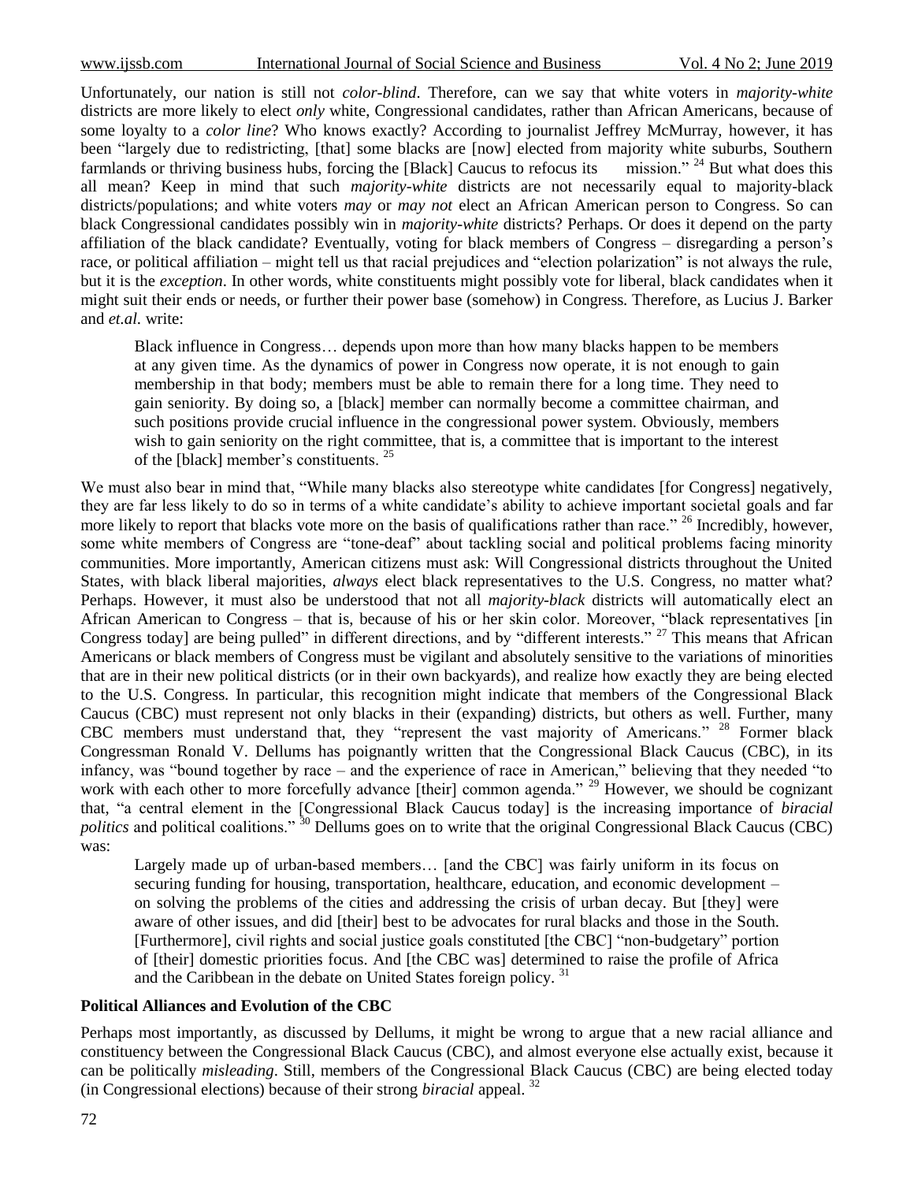Unfortunately, our nation is still not *color-blind*. Therefore, can we say that white voters in *majority-white* districts are more likely to elect *only* white, Congressional candidates, rather than African Americans, because of some loyalty to a *color line*? Who knows exactly? According to journalist Jeffrey McMurray, however, it has been "largely due to redistricting, [that] some blacks are [now] elected from majority white suburbs, Southern farmlands or thriving business hubs, forcing the [Black] Caucus to refocus its mission." [24] But what does this all mean? Keep in mind that such *majority-white* districts are not necessarily equal to majority-black districts/populations; and white voters *may* or *may not* elect an African American person to Congress. So can black Congressional candidates possibly win in *majority-white* districts? Perhaps. Or does it depend on the party affiliation of the black candidate? Eventually, voting for black members of Congress – disregarding a person's race, or political affiliation – might tell us that racial prejudices and "election polarization" is not always the rule, but it is the *exception*. In other words, white constituents might possibly vote for liberal, black candidates when it might suit their ends or needs, or further their power base (somehow) in Congress. Therefore, as Lucius J. Barker and *et.al.* write:

> Black influence in Congress… depends upon more than how many blacks happen to be members at any given time. As the dynamics of power in Congress now operate, it is not enough to gain membership in that body; members must be able to remain there for a long time. They need to gain seniority. By doing so, a [black] member can normally become a committee chairman, and such positions provide crucial influence in the congressional power system. Obviously, members wish to gain seniority on the right committee, that is, a committee that is important to the interest of the [black] member's constituents. [25]

We must also bear in mind that, "While many blacks also stereotype white candidates [for Congress] negatively, they are far less likely to do so in terms of a white candidate's ability to achieve important societal goals and far more likely to report that blacks vote more on the basis of qualifications rather than race." [26] Incredibly, however, some white members of Congress are "tone-deaf" about tackling social and political problems facing minority communities. More importantly, American citizens must ask: Will Congressional districts throughout the United States, with black liberal majorities, *always* elect black representatives to the U.S. Congress, no matter what? Perhaps. However, it must also be understood that not all *majority-black* districts will automatically elect an African American to Congress – that is, because of his or her skin color. Moreover, "black representatives [in Congress today] are being pulled" in different directions, and by "different interests." [27] This means that African Americans or black members of Congress must be vigilant and absolutely sensitive to the variations of minorities that are in their new political districts (or in their own backyards), and realize how exactly they are being elected to the U.S. Congress. In particular, this recognition might indicate that members of the Congressional Black Caucus (CBC) must represent not only blacks in their (expanding) districts, but others as well. Further, many CBC members must understand that, they "represent the vast majority of Americans." [28] Former black Congressman Ronald V. Dellums has poignantly written that the Congressional Black Caucus (CBC), in its infancy, was "bound together by race – and the experience of race in American," believing that they needed "to work with each other to more forcefully advance [their] common agenda." [29] However, we should be cognizant that, "a central element in the [Congressional Black Caucus today] is the increasing importance of *biracial politics* and political coalitions." [30] Dellums goes on to write that the original Congressional Black Caucus (CBC) was:

> Largely made up of urban-based members… [and the CBC] was fairly uniform in its focus on securing funding for housing, transportation, healthcare, education, and economic development – on solving the problems of the cities and addressing the crisis of urban decay. But [they] were aware of other issues, and did [their] best to be advocates for rural blacks and those in the South. [Furthermore], civil rights and social justice goals constituted [the CBC] "non-budgetary" portion of [their] domestic priorities focus. And [the CBC was] determined to raise the profile of Africa and the Caribbean in the debate on United States foreign policy. [31]

**Political Alliances and Evolution of the CBC**

Perhaps most importantly, as discussed by Dellums, it might be wrong to argue that a new racial alliance and constituency between the Congressional Black Caucus (CBC), and almost everyone else actually exist, because it can be politically *misleading*. Still, members of the Congressional Black Caucus (CBC) are being elected today (in Congressional elections) because of their strong *biracial* appeal. [32]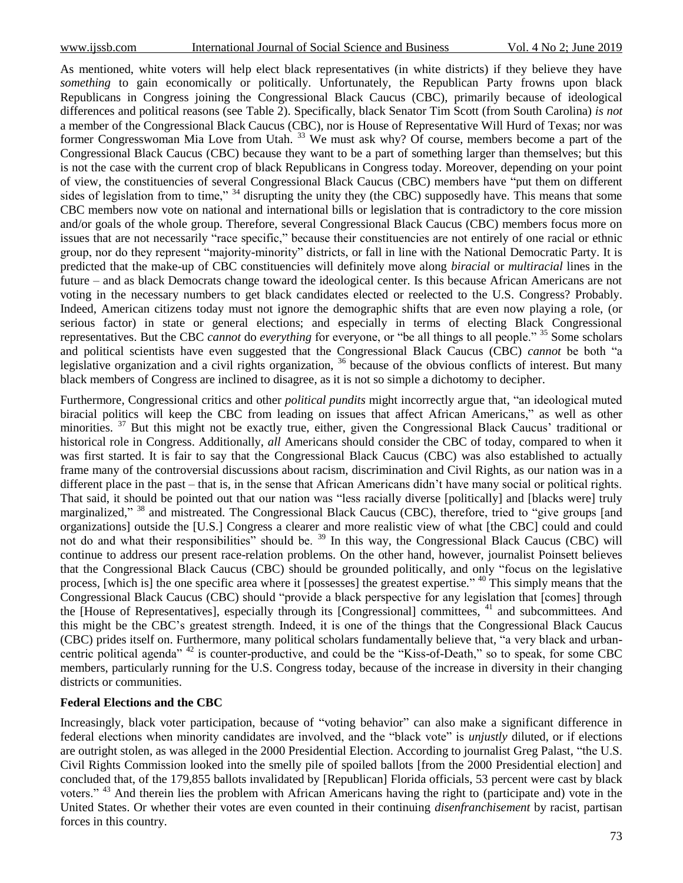As mentioned, white voters will help elect black representatives (in white districts) if they believe they have *something* to gain economically or politically. Unfortunately, the Republican Party frowns upon black Republicans in Congress joining the Congressional Black Caucus (CBC), primarily because of ideological differences and political reasons (see Table 2). Specifically, black Senator Tim Scott (from South Carolina) *is not* a member of the Congressional Black Caucus (CBC), nor is House of Representative Will Hurd of Texas; nor was former Congresswoman Mia Love from Utah. [33] We must ask why? Of course, members become a part of the Congressional Black Caucus (CBC) because they want to be a part of something larger than themselves; but this is not the case with the current crop of black Republicans in Congress today. Moreover, depending on your point of view, the constituencies of several Congressional Black Caucus (CBC) members have "put them on different sides of legislation from to time," [34] disrupting the unity they (the CBC) supposedly have. This means that some CBC members now vote on national and international bills or legislation that is contradictory to the core mission and/or goals of the whole group. Therefore, several Congressional Black Caucus (CBC) members focus more on issues that are not necessarily "race specific," because their constituencies are not entirely of one racial or ethnic group, nor do they represent "majority-minority" districts, or fall in line with the National Democratic Party. It is predicted that the make-up of CBC constituencies will definitely move along *biracial* or *multiracial* lines in the future – and as black Democrats change toward the ideological center. Is this because African Americans are not voting in the necessary numbers to get black candidates elected or reelected to the U.S. Congress? Probably. Indeed, American citizens today must not ignore the demographic shifts that are even now playing a role, (or serious factor) in state or general elections; and especially in terms of electing Black Congressional representatives. But the CBC *cannot* do *everything* for everyone, or "be all things to all people." [35] Some scholars and political scientists have even suggested that the Congressional Black Caucus (CBC) *cannot* be both "a legislative organization and a civil rights organization, [36] because of the obvious conflicts of interest. But many black members of Congress are inclined to disagree, as it is not so simple a dichotomy to decipher.

Furthermore, Congressional critics and other *political pundits* might incorrectly argue that, "an ideological muted biracial politics will keep the CBC from leading on issues that affect African Americans," as well as other minorities. [37] But this might not be exactly true, either, given the Congressional Black Caucus' traditional or historical role in Congress. Additionally, *all* Americans should consider the CBC of today, compared to when it was first started. It is fair to say that the Congressional Black Caucus (CBC) was also established to actually frame many of the controversial discussions about racism, discrimination and Civil Rights, as our nation was in a different place in the past – that is, in the sense that African Americans didn't have many social or political rights. That said, it should be pointed out that our nation was "less racially diverse [politically] and [blacks were] truly marginalized," [38] and mistreated. The Congressional Black Caucus (CBC), therefore, tried to "give groups [and organizations] outside the [U.S.] Congress a clearer and more realistic view of what [the CBC] could and could not do and what their responsibilities" should be. [39] In this way, the Congressional Black Caucus (CBC) will continue to address our present race-relation problems. On the other hand, however, journalist Poinsett believes that the Congressional Black Caucus (CBC) should be grounded politically, and only "focus on the legislative process, [which is] the one specific area where it [possesses] the greatest expertise." [40] This simply means that the Congressional Black Caucus (CBC) should "provide a black perspective for any legislation that [comes] through the [House of Representatives], especially through its [Congressional] committees, [41] and subcommittees. And this might be the CBC's greatest strength. Indeed, it is one of the things that the Congressional Black Caucus (CBC) prides itself on. Furthermore, many political scholars fundamentally believe that, "a very black and urban-centric political agenda" [42] is counter-productive, and could be the "Kiss-of-Death," so to speak, for some CBC members, particularly running for the U.S. Congress today, because of the increase in diversity in their changing districts or communities.

**Federal Elections and the CBC**

Increasingly, black voter participation, because of "voting behavior" can also make a significant difference in federal elections when minority candidates are involved, and the "black vote" is *unjustly* diluted, or if elections are outright stolen, as was alleged in the 2000 Presidential Election. According to journalist Greg Palast, "the U.S. Civil Rights Commission looked into the smelly pile of spoiled ballots [from the 2000 Presidential election] and concluded that, of the 179,855 ballots invalidated by [Republican] Florida officials, 53 percent were cast by black voters." [43] And therein lies the problem with African Americans having the right to (participate and) vote in the United States. Or whether their votes are even counted in their continuing *disenfranchisement* by racist, partisan forces in this country.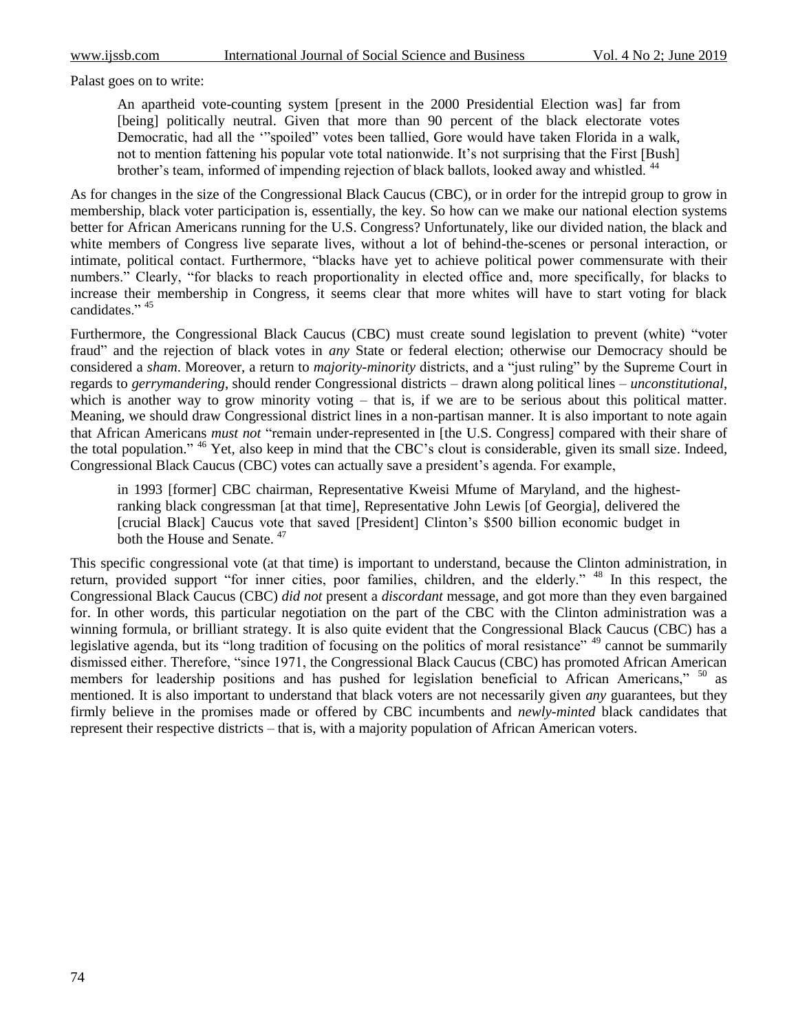Palast goes on to write:

> An apartheid vote-counting system [present in the 2000 Presidential Election was] far from [being] politically neutral. Given that more than 90 percent of the black electorate votes Democratic, had all the '"spoiled" votes been tallied, Gore would have taken Florida in a walk, not to mention fattening his popular vote total nationwide. It's not surprising that the First [Bush] brother's team, informed of impending rejection of black ballots, looked away and whistled. [44]

As for changes in the size of the Congressional Black Caucus (CBC), or in order for the intrepid group to grow in membership, black voter participation is, essentially, the key. So how can we make our national election systems better for African Americans running for the U.S. Congress? Unfortunately, like our divided nation, the black and white members of Congress live separate lives, without a lot of behind-the-scenes or personal interaction, or intimate, political contact. Furthermore, "blacks have yet to achieve political power commensurate with their numbers." Clearly, "for blacks to reach proportionality in elected office and, more specifically, for blacks to increase their membership in Congress, it seems clear that more whites will have to start voting for black candidates." [45]

Furthermore, the Congressional Black Caucus (CBC) must create sound legislation to prevent (white) "voter fraud" and the rejection of black votes in *any* State or federal election; otherwise our Democracy should be considered a *sham*. Moreover, a return to *majority-minority* districts, and a "just ruling" by the Supreme Court in regards to *gerrymandering*, should render Congressional districts – drawn along political lines – *unconstitutional*, which is another way to grow minority voting – that is, if we are to be serious about this political matter. Meaning, we should draw Congressional district lines in a non-partisan manner. It is also important to note again that African Americans *must not* "remain under-represented in [the U.S. Congress] compared with their share of the total population." [46] Yet, also keep in mind that the CBC's clout is considerable, given its small size. Indeed, Congressional Black Caucus (CBC) votes can actually save a president's agenda. For example,

> in 1993 [former] CBC chairman, Representative Kweisi Mfume of Maryland, and the highest-ranking black congressman [at that time], Representative John Lewis [of Georgia], delivered the [crucial Black] Caucus vote that saved [President] Clinton's $500 billion economic budget in both the House and Senate. [47]

This specific congressional vote (at that time) is important to understand, because the Clinton administration, in return, provided support "for inner cities, poor families, children, and the elderly." [48] In this respect, the Congressional Black Caucus (CBC) *did not* present a *discordant* message, and got more than they even bargained for. In other words, this particular negotiation on the part of the CBC with the Clinton administration was a winning formula, or brilliant strategy. It is also quite evident that the Congressional Black Caucus (CBC) has a legislative agenda, but its "long tradition of focusing on the politics of moral resistance" [49] cannot be summarily dismissed either. Therefore, "since 1971, the Congressional Black Caucus (CBC) has promoted African American members for leadership positions and has pushed for legislation beneficial to African Americans," [50] as mentioned. It is also important to understand that black voters are not necessarily given *any* guarantees, but they firmly believe in the promises made or offered by CBC incumbents and *newly-minted* black candidates that represent their respective districts – that is, with a majority population of African American voters.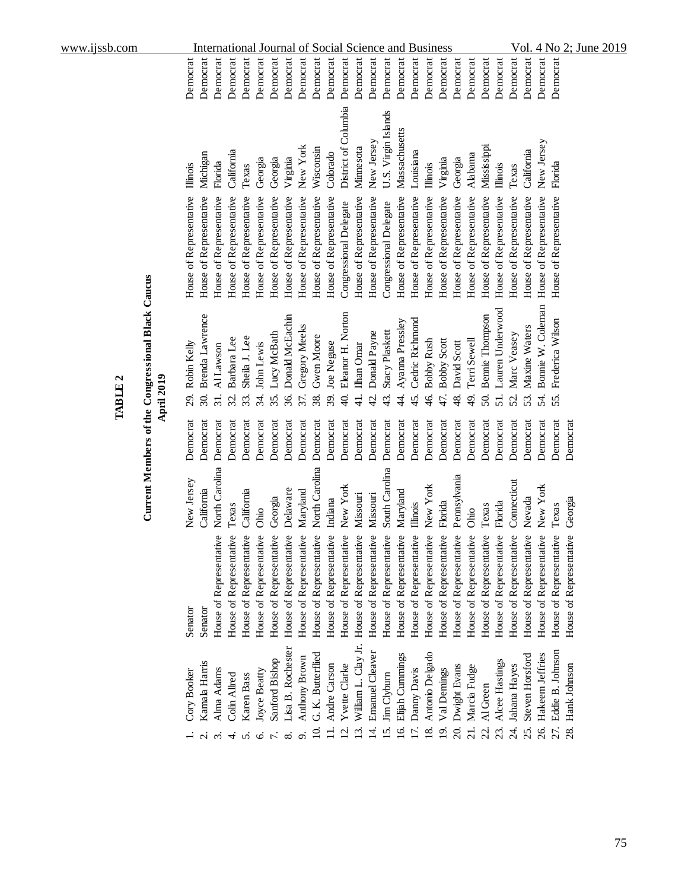**TABLE 2**

**Current Members of the Congressional Black Caucus**
**April 2019**

| | Name | Position | State | Party | | Name | Position | State | Party |
|---|---|---|---|---|---|---|---|---|---|
| 1. | Cory Booker | Senator | New Jersey | Democrat | 29. | Robin Kelly | House of Representative | Illinois | Democrat |
| 2. | Kamala Harris | Senator | California | Democrat | 30. | Brenda Lawrence | House of Representative | Michigan | Democrat |
| 3. | Alma Adams | House of Representative | North Carolina | Democrat | 31. | Al Lawson | House of Representative | Florida | Democrat |
| 4. | Colin Allred | House of Representative | Texas | Democrat | 32. | Barbara Lee | House of Representative | California | Democrat |
| 5. | Karen Bass | House of Representative | California | Democrat | 33. | Sheila J. Lee | House of Representative | Texas | Democrat |
| 6. | Joyce Beatty | House of Representative | Ohio | Democrat | 34. | John Lewis | House of Representative | Georgia | Democrat |
| 7. | Sanford Bishop | House of Representative | Georgia | Democrat | 35. | Lucy McBath | House of Representative | Georgia | Democrat |
| 8. | Lisa B. Rochester | House of Representative | Delaware | Democrat | 36. | Donald McEachin | House of Representative | Virginia | Democrat |
| 9. | Anthony Brown | House of Representative | Maryland | Democrat | 37. | Gregory Meeks | House of Representative | New York | Democrat |
| 10. | G. K. Butterflied | House of Representative | North Carolina | Democrat | 38. | Gwen Moore | House of Representative | Wisconsin | Democrat |
| 11. | Andre Carson | House of Representative | Indiana | Democrat | 39. | Joe Neguse | House of Representative | Colorado | Democrat |
| 12. | Yvette Clarke | House of Representative | New York | Democrat | 40. | Eleanor H. Norton | Congressional Delegate | District of Columbia | Democrat |
| 13. | William L. Clay Jr. | House of Representative | Missouri | Democrat | 41. | Ilhan Omar | House of Representative | Minnesota | Democrat |
| 14. | Emanuel Cleaver | House of Representative | Missouri | Democrat | 42. | Donald Payne | House of Representative | New Jersey | Democrat |
| 15. | Jim Clyburn | House of Representative | South Carolina | Democrat | 43. | Stacy Plaskett | Congressional Delegate | U.S. Virgin Islands | Democrat |
| 16. | Elijah Cummings | House of Representative | Maryland | Democrat | 44. | Ayanna Pressley | House of Representative | Massachusetts | Democrat |
| 17. | Danny Davis | House of Representative | Illinois | Democrat | 45. | Cedric Richmond | House of Representative | Louisiana | Democrat |
| 18. | Antonio Delgado | House of Representative | New York | Democrat | 46. | Bobby Rush | House of Representative | Illinois | Democrat |
| 19. | Val Demings | House of Representative | Florida | Democrat | 47. | Bobby Scott | House of Representative | Virginia | Democrat |
| 20. | Dwight Evans | House of Representative | Pennsylvania | Democrat | 48. | David Scott | House of Representative | Georgia | Democrat |
| 21. | Marcia Fudge | House of Representative | Ohio | Democrat | 49. | Terri Sewell | House of Representative | Alabama | Democrat |
| 22. | Al Green | House of Representative | Texas | Democrat | 50. | Bennie Thompson | House of Representative | Mississippi | Democrat |
| 23. | Alcee Hastings | House of Representative | Florida | Democrat | 51. | Lauren Underwood | House of Representative | Illinois | Democrat |
| 24. | Jahana Hayes | House of Representative | Connecticut | Democrat | 52. | Marc Veasey | House of Representative | Texas | Democrat |
| 25. | Steven Horsford | House of Representative | Nevada | Democrat | 53. | Maxine Waters | House of Representative | California | Democrat |
| 26. | Hakeem Jeffries | House of Representative | New York | Democrat | 54. | Bonnie W. Coleman | House of Representative | New Jersey | Democrat |
| 27. | Eddie B. Johnson | House of Representative | Texas | Democrat | 55. | Frederica Wilson | House of Representative | Florida | Democrat |
| 28. | Hank Johnson | House of Representative | Georgia | Democrat | | | | | |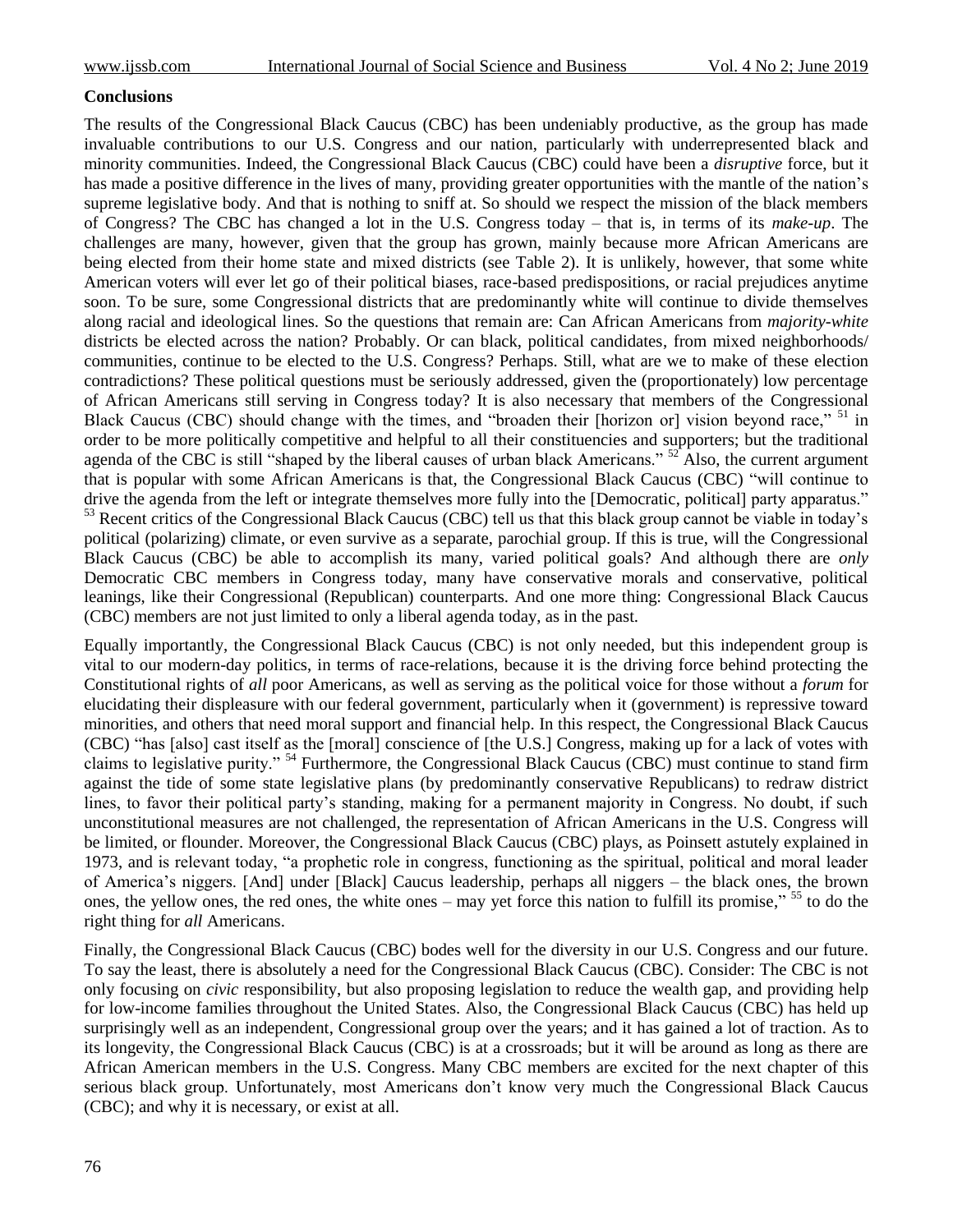**Conclusions**

The results of the Congressional Black Caucus (CBC) has been undeniably productive, as the group has made invaluable contributions to our U.S. Congress and our nation, particularly with underrepresented black and minority communities. Indeed, the Congressional Black Caucus (CBC) could have been a *disruptive* force, but it has made a positive difference in the lives of many, providing greater opportunities with the mantle of the nation's supreme legislative body. And that is nothing to sniff at. So should we respect the mission of the black members of Congress? The CBC has changed a lot in the U.S. Congress today – that is, in terms of its *make-up*. The challenges are many, however, given that the group has grown, mainly because more African Americans are being elected from their home state and mixed districts (see Table 2). It is unlikely, however, that some white American voters will ever let go of their political biases, race-based predispositions, or racial prejudices anytime soon. To be sure, some Congressional districts that are predominantly white will continue to divide themselves along racial and ideological lines. So the questions that remain are: Can African Americans from *majority-white* districts be elected across the nation? Probably. Or can black, political candidates, from mixed neighborhoods/ communities, continue to be elected to the U.S. Congress? Perhaps. Still, what are we to make of these election contradictions? These political questions must be seriously addressed, given the (proportionately) low percentage of African Americans still serving in Congress today? It is also necessary that members of the Congressional Black Caucus (CBC) should change with the times, and "broaden their [horizon or] vision beyond race," [51] in order to be more politically competitive and helpful to all their constituencies and supporters; but the traditional agenda of the CBC is still "shaped by the liberal causes of urban black Americans." [52] Also, the current argument that is popular with some African Americans is that, the Congressional Black Caucus (CBC) "will continue to drive the agenda from the left or integrate themselves more fully into the [Democratic, political] party apparatus." [53] Recent critics of the Congressional Black Caucus (CBC) tell us that this black group cannot be viable in today's political (polarizing) climate, or even survive as a separate, parochial group. If this is true, will the Congressional Black Caucus (CBC) be able to accomplish its many, varied political goals? And although there are *only* Democratic CBC members in Congress today, many have conservative morals and conservative, political leanings, like their Congressional (Republican) counterparts. And one more thing: Congressional Black Caucus (CBC) members are not just limited to only a liberal agenda today, as in the past.

Equally importantly, the Congressional Black Caucus (CBC) is not only needed, but this independent group is vital to our modern-day politics, in terms of race-relations, because it is the driving force behind protecting the Constitutional rights of *all* poor Americans, as well as serving as the political voice for those without a *forum* for elucidating their displeasure with our federal government, particularly when it (government) is repressive toward minorities, and others that need moral support and financial help. In this respect, the Congressional Black Caucus (CBC) "has [also] cast itself as the [moral] conscience of [the U.S.] Congress, making up for a lack of votes with claims to legislative purity." [54] Furthermore, the Congressional Black Caucus (CBC) must continue to stand firm against the tide of some state legislative plans (by predominantly conservative Republicans) to redraw district lines, to favor their political party's standing, making for a permanent majority in Congress. No doubt, if such unconstitutional measures are not challenged, the representation of African Americans in the U.S. Congress will be limited, or flounder. Moreover, the Congressional Black Caucus (CBC) plays, as Poinsett astutely explained in 1973, and is relevant today, "a prophetic role in congress, functioning as the spiritual, political and moral leader of America's niggers. [And] under [Black] Caucus leadership, perhaps all niggers – the black ones, the brown ones, the yellow ones, the red ones, the white ones – may yet force this nation to fulfill its promise," [55] to do the right thing for *all* Americans.

Finally, the Congressional Black Caucus (CBC) bodes well for the diversity in our U.S. Congress and our future. To say the least, there is absolutely a need for the Congressional Black Caucus (CBC). Consider: The CBC is not only focusing on *civic* responsibility, but also proposing legislation to reduce the wealth gap, and providing help for low-income families throughout the United States. Also, the Congressional Black Caucus (CBC) has held up surprisingly well as an independent, Congressional group over the years; and it has gained a lot of traction. As to its longevity, the Congressional Black Caucus (CBC) is at a crossroads; but it will be around as long as there are African American members in the U.S. Congress. Many CBC members are excited for the next chapter of this serious black group. Unfortunately, most Americans don't know very much the Congressional Black Caucus (CBC); and why it is necessary, or exist at all.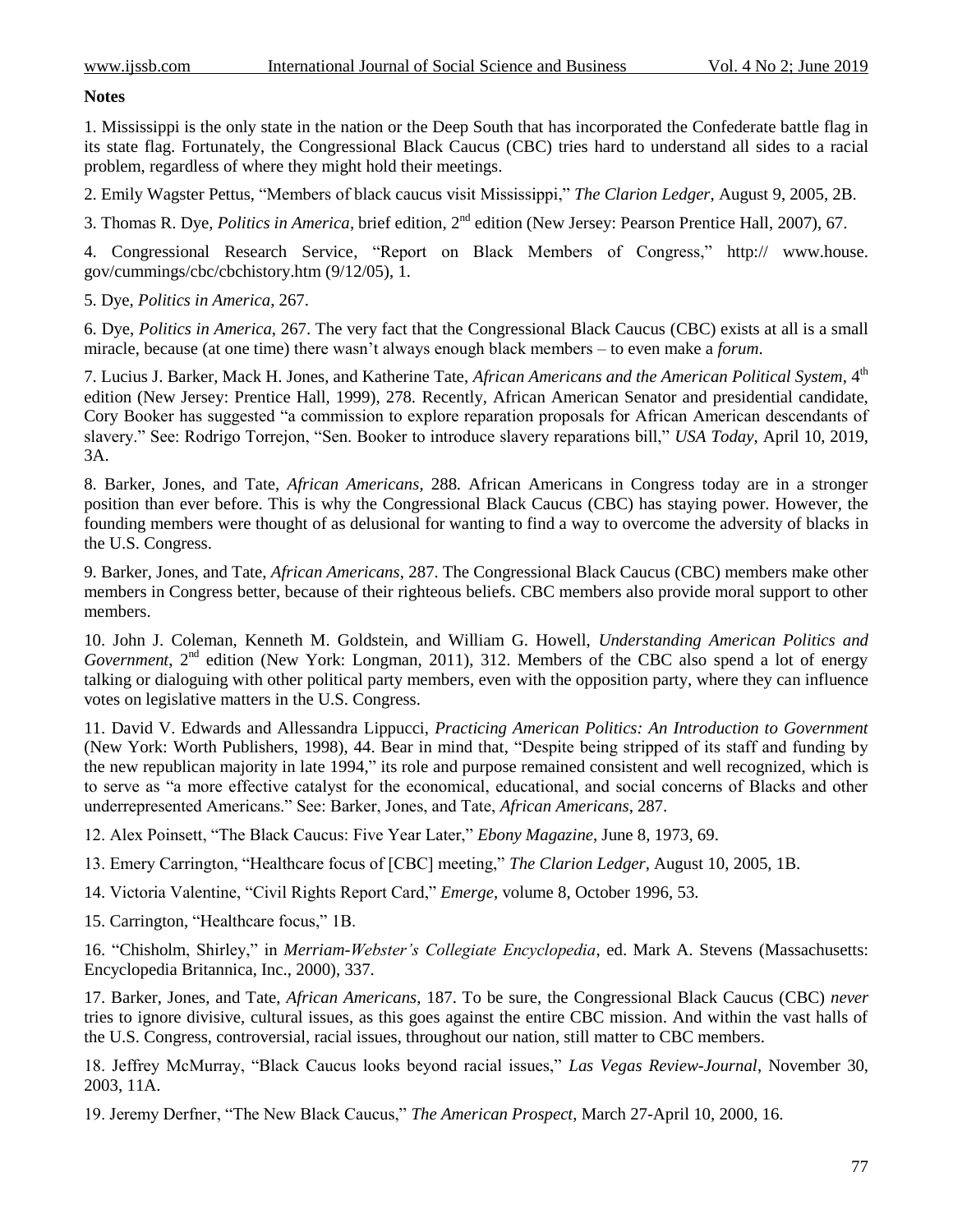**Notes**

1. Mississippi is the only state in the nation or the Deep South that has incorporated the Confederate battle flag in its state flag. Fortunately, the Congressional Black Caucus (CBC) tries hard to understand all sides to a racial problem, regardless of where they might hold their meetings.

2. Emily Wagster Pettus, "Members of black caucus visit Mississippi," *The Clarion Ledger*, August 9, 2005, 2B.

3. Thomas R. Dye, *Politics in America*, brief edition, 2nd edition (New Jersey: Pearson Prentice Hall, 2007), 67.

4. Congressional Research Service, "Report on Black Members of Congress," http:// www.house. gov/cummings/cbc/cbchistory.htm (9/12/05), 1.

5. Dye, *Politics in America*, 267.

6. Dye, *Politics in America*, 267. The very fact that the Congressional Black Caucus (CBC) exists at all is a small miracle, because (at one time) there wasn't always enough black members – to even make a *forum*.

7. Lucius J. Barker, Mack H. Jones, and Katherine Tate, *African Americans and the American Political System*, 4th edition (New Jersey: Prentice Hall, 1999), 278. Recently, African American Senator and presidential candidate, Cory Booker has suggested "a commission to explore reparation proposals for African American descendants of slavery." See: Rodrigo Torrejon, "Sen. Booker to introduce slavery reparations bill," *USA Today*, April 10, 2019, 3A.

8. Barker, Jones, and Tate, *African Americans*, 288. African Americans in Congress today are in a stronger position than ever before. This is why the Congressional Black Caucus (CBC) has staying power. However, the founding members were thought of as delusional for wanting to find a way to overcome the adversity of blacks in the U.S. Congress.

9. Barker, Jones, and Tate, *African Americans*, 287. The Congressional Black Caucus (CBC) members make other members in Congress better, because of their righteous beliefs. CBC members also provide moral support to other members.

10. John J. Coleman, Kenneth M. Goldstein, and William G. Howell, *Understanding American Politics and Government*, 2nd edition (New York: Longman, 2011), 312. Members of the CBC also spend a lot of energy talking or dialoguing with other political party members, even with the opposition party, where they can influence votes on legislative matters in the U.S. Congress.

11. David V. Edwards and Allessandra Lippucci, *Practicing American Politics: An Introduction to Government* (New York: Worth Publishers, 1998), 44. Bear in mind that, "Despite being stripped of its staff and funding by the new republican majority in late 1994," its role and purpose remained consistent and well recognized, which is to serve as "a more effective catalyst for the economical, educational, and social concerns of Blacks and other underrepresented Americans." See: Barker, Jones, and Tate, *African Americans*, 287.

12. Alex Poinsett, "The Black Caucus: Five Year Later," *Ebony Magazine*, June 8, 1973, 69.

13. Emery Carrington, "Healthcare focus of [CBC] meeting," *The Clarion Ledger*, August 10, 2005, 1B.

14. Victoria Valentine, "Civil Rights Report Card," *Emerge*, volume 8, October 1996, 53.

15. Carrington, "Healthcare focus," 1B.

16. "Chisholm, Shirley," in *Merriam-Webster's Collegiate Encyclopedia*, ed. Mark A. Stevens (Massachusetts: Encyclopedia Britannica, Inc., 2000), 337.

17. Barker, Jones, and Tate, *African Americans*, 187. To be sure, the Congressional Black Caucus (CBC) *never* tries to ignore divisive, cultural issues, as this goes against the entire CBC mission. And within the vast halls of the U.S. Congress, controversial, racial issues, throughout our nation, still matter to CBC members.

18. Jeffrey McMurray, "Black Caucus looks beyond racial issues," *Las Vegas Review-Journal*, November 30, 2003, 11A.

19. Jeremy Derfner, "The New Black Caucus," *The American Prospect*, March 27-April 10, 2000, 16.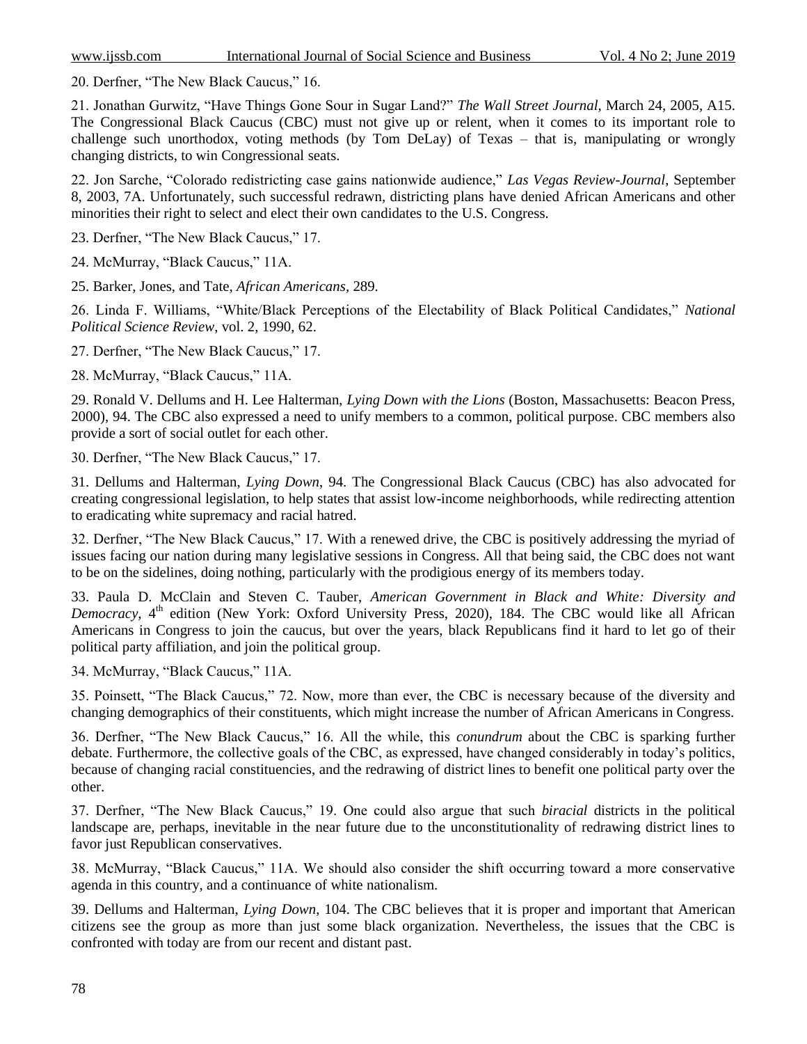20. Derfner, "The New Black Caucus," 16.

21. Jonathan Gurwitz, "Have Things Gone Sour in Sugar Land?" *The Wall Street Journal*, March 24, 2005, A15. The Congressional Black Caucus (CBC) must not give up or relent, when it comes to its important role to challenge such unorthodox, voting methods (by Tom DeLay) of Texas – that is, manipulating or wrongly changing districts, to win Congressional seats.

22. Jon Sarche, "Colorado redistricting case gains nationwide audience," *Las Vegas Review-Journal*, September 8, 2003, 7A. Unfortunately, such successful redrawn, districting plans have denied African Americans and other minorities their right to select and elect their own candidates to the U.S. Congress.

23. Derfner, "The New Black Caucus," 17.

24. McMurray, "Black Caucus," 11A.

25. Barker, Jones, and Tate, *African Americans*, 289.

26. Linda F. Williams, "White/Black Perceptions of the Electability of Black Political Candidates," *National Political Science Review*, vol. 2, 1990, 62.

27. Derfner, "The New Black Caucus," 17.

28. McMurray, "Black Caucus," 11A.

29. Ronald V. Dellums and H. Lee Halterman, *Lying Down with the Lions* (Boston, Massachusetts: Beacon Press, 2000), 94. The CBC also expressed a need to unify members to a common, political purpose. CBC members also provide a sort of social outlet for each other.

30. Derfner, "The New Black Caucus," 17.

31. Dellums and Halterman, *Lying Down*, 94. The Congressional Black Caucus (CBC) has also advocated for creating congressional legislation, to help states that assist low-income neighborhoods, while redirecting attention to eradicating white supremacy and racial hatred.

32. Derfner, "The New Black Caucus," 17. With a renewed drive, the CBC is positively addressing the myriad of issues facing our nation during many legislative sessions in Congress. All that being said, the CBC does not want to be on the sidelines, doing nothing, particularly with the prodigious energy of its members today.

33. Paula D. McClain and Steven C. Tauber, *American Government in Black and White: Diversity and Democracy*, 4th edition (New York: Oxford University Press, 2020), 184. The CBC would like all African Americans in Congress to join the caucus, but over the years, black Republicans find it hard to let go of their political party affiliation, and join the political group.

34. McMurray, "Black Caucus," 11A.

35. Poinsett, "The Black Caucus," 72. Now, more than ever, the CBC is necessary because of the diversity and changing demographics of their constituents, which might increase the number of African Americans in Congress.

36. Derfner, "The New Black Caucus," 16. All the while, this *conundrum* about the CBC is sparking further debate. Furthermore, the collective goals of the CBC, as expressed, have changed considerably in today's politics, because of changing racial constituencies, and the redrawing of district lines to benefit one political party over the other.

37. Derfner, "The New Black Caucus," 19. One could also argue that such *biracial* districts in the political landscape are, perhaps, inevitable in the near future due to the unconstitutionality of redrawing district lines to favor just Republican conservatives.

38. McMurray, "Black Caucus," 11A. We should also consider the shift occurring toward a more conservative agenda in this country, and a continuance of white nationalism.

39. Dellums and Halterman, *Lying Down*, 104. The CBC believes that it is proper and important that American citizens see the group as more than just some black organization. Nevertheless, the issues that the CBC is confronted with today are from our recent and distant past.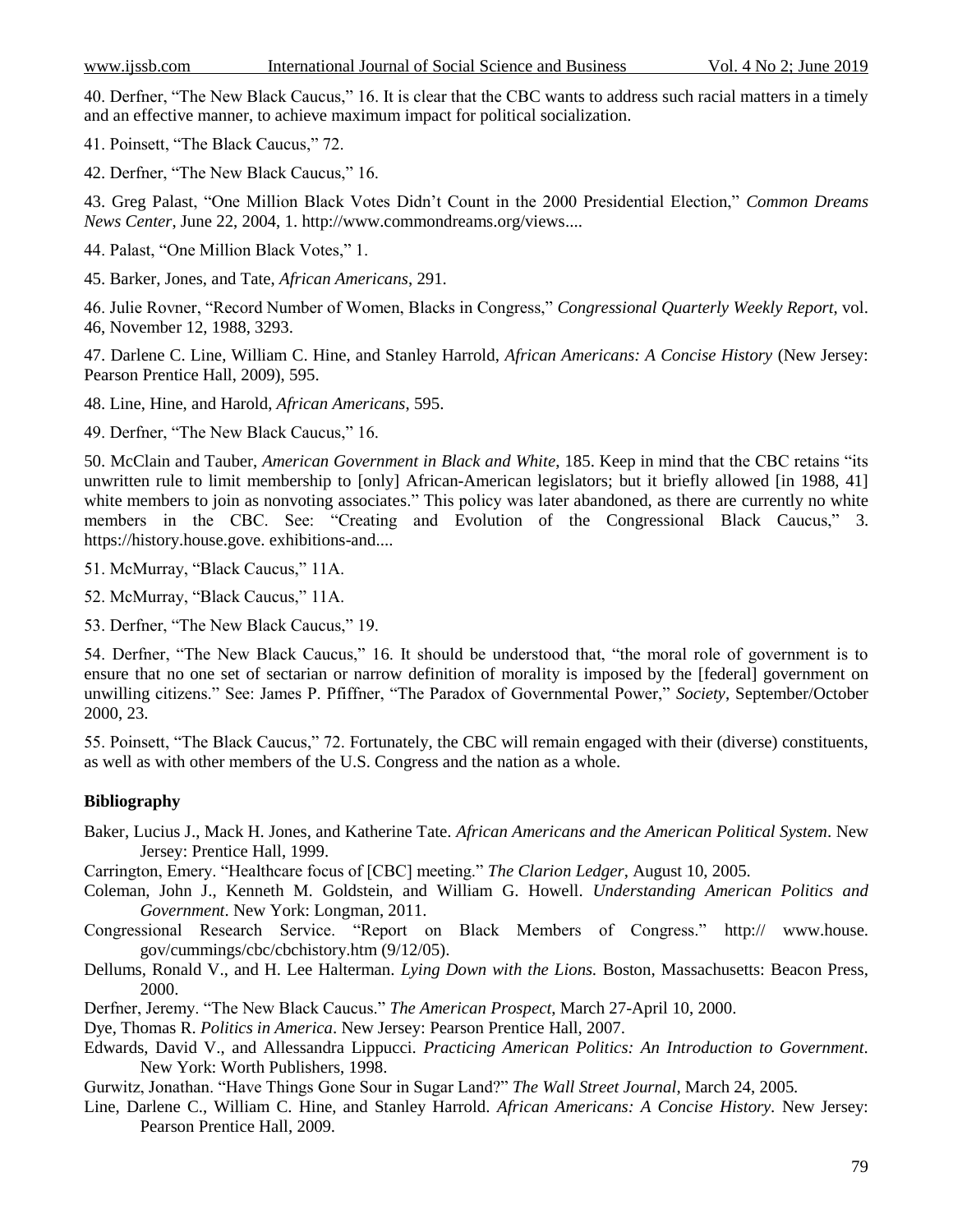40. Derfner, "The New Black Caucus," 16. It is clear that the CBC wants to address such racial matters in a timely and an effective manner, to achieve maximum impact for political socialization.

41. Poinsett, "The Black Caucus," 72.

42. Derfner, "The New Black Caucus," 16.

43. Greg Palast, "One Million Black Votes Didn't Count in the 2000 Presidential Election," *Common Dreams News Center*, June 22, 2004, 1. http://www.commondreams.org/views....

44. Palast, "One Million Black Votes," 1.

45. Barker, Jones, and Tate, *African Americans*, 291.

46. Julie Rovner, "Record Number of Women, Blacks in Congress," *Congressional Quarterly Weekly Report*, vol. 46, November 12, 1988, 3293.

47. Darlene C. Line, William C. Hine, and Stanley Harrold, *African Americans: A Concise History* (New Jersey: Pearson Prentice Hall, 2009), 595.

48. Line, Hine, and Harold, *African Americans*, 595.

49. Derfner, "The New Black Caucus," 16.

50. McClain and Tauber, *American Government in Black and White*, 185. Keep in mind that the CBC retains "its unwritten rule to limit membership to [only] African-American legislators; but it briefly allowed [in 1988, 41] white members to join as nonvoting associates." This policy was later abandoned, as there are currently no white members in the CBC. See: "Creating and Evolution of the Congressional Black Caucus," 3. https://history.house.gove. exhibitions-and....

51. McMurray, "Black Caucus," 11A.

52. McMurray, "Black Caucus," 11A.

53. Derfner, "The New Black Caucus," 19.

54. Derfner, "The New Black Caucus," 16. It should be understood that, "the moral role of government is to ensure that no one set of sectarian or narrow definition of morality is imposed by the [federal] government on unwilling citizens." See: James P. Pfiffner, "The Paradox of Governmental Power," *Society*, September/October 2000, 23.

55. Poinsett, "The Black Caucus," 72. Fortunately, the CBC will remain engaged with their (diverse) constituents, as well as with other members of the U.S. Congress and the nation as a whole.

**Bibliography**

Baker, Lucius J., Mack H. Jones, and Katherine Tate. *African Americans and the American Political System*. New Jersey: Prentice Hall, 1999.

Carrington, Emery. "Healthcare focus of [CBC] meeting." *The Clarion Ledger*, August 10, 2005.

Coleman, John J., Kenneth M. Goldstein, and William G. Howell. *Understanding American Politics and Government*. New York: Longman, 2011.

Congressional Research Service. "Report on Black Members of Congress." http:// www.house. gov/cummings/cbc/cbchistory.htm (9/12/05).

Dellums, Ronald V., and H. Lee Halterman. *Lying Down with the Lions.* Boston, Massachusetts: Beacon Press, 2000.

Derfner, Jeremy. "The New Black Caucus." *The American Prospect*, March 27-April 10, 2000.

Dye, Thomas R. *Politics in America*. New Jersey: Pearson Prentice Hall, 2007.

Edwards, David V., and Allessandra Lippucci. *Practicing American Politics: An Introduction to Government.* New York: Worth Publishers, 1998.

Gurwitz, Jonathan. "Have Things Gone Sour in Sugar Land?" *The Wall Street Journal*, March 24, 2005.

Line, Darlene C., William C. Hine, and Stanley Harrold. *African Americans: A Concise History.* New Jersey: Pearson Prentice Hall, 2009.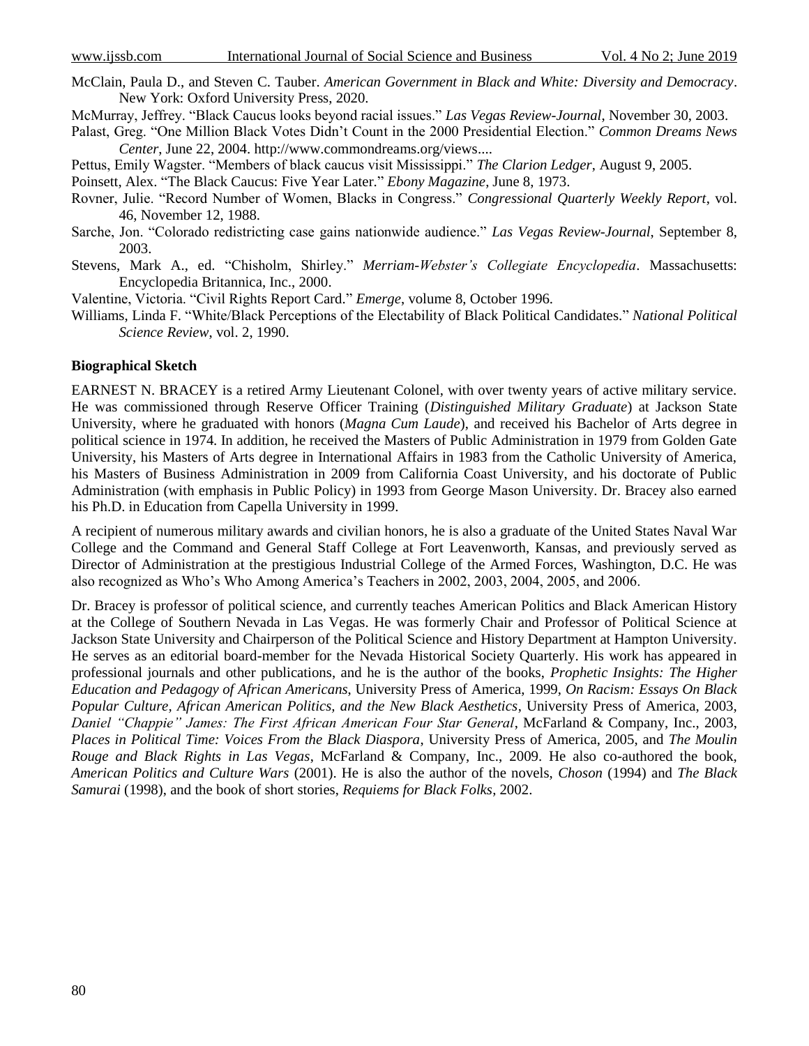McClain, Paula D., and Steven C. Tauber. *American Government in Black and White: Diversity and Democracy*. New York: Oxford University Press, 2020.

McMurray, Jeffrey. "Black Caucus looks beyond racial issues." *Las Vegas Review-Journal*, November 30, 2003.

Palast, Greg. "One Million Black Votes Didn't Count in the 2000 Presidential Election." *Common Dreams News Center*, June 22, 2004. http://www.commondreams.org/views....

Pettus, Emily Wagster. "Members of black caucus visit Mississippi." *The Clarion Ledger*, August 9, 2005.

Poinsett, Alex. "The Black Caucus: Five Year Later." *Ebony Magazine*, June 8, 1973.

Rovner, Julie. "Record Number of Women, Blacks in Congress." *Congressional Quarterly Weekly Report*, vol. 46, November 12, 1988.

Sarche, Jon. "Colorado redistricting case gains nationwide audience." *Las Vegas Review-Journal*, September 8, 2003.

Stevens, Mark A., ed. "Chisholm, Shirley." *Merriam-Webster's Collegiate Encyclopedia*. Massachusetts: Encyclopedia Britannica, Inc., 2000.

Valentine, Victoria. "Civil Rights Report Card." *Emerge*, volume 8, October 1996.

Williams, Linda F. "White/Black Perceptions of the Electability of Black Political Candidates." *National Political Science Review*, vol. 2, 1990.

**Biographical Sketch**

EARNEST N. BRACEY is a retired Army Lieutenant Colonel, with over twenty years of active military service. He was commissioned through Reserve Officer Training (*Distinguished Military Graduate*) at Jackson State University, where he graduated with honors (*Magna Cum Laude*), and received his Bachelor of Arts degree in political science in 1974. In addition, he received the Masters of Public Administration in 1979 from Golden Gate University, his Masters of Arts degree in International Affairs in 1983 from the Catholic University of America, his Masters of Business Administration in 2009 from California Coast University, and his doctorate of Public Administration (with emphasis in Public Policy) in 1993 from George Mason University. Dr. Bracey also earned his Ph.D. in Education from Capella University in 1999.

A recipient of numerous military awards and civilian honors, he is also a graduate of the United States Naval War College and the Command and General Staff College at Fort Leavenworth, Kansas, and previously served as Director of Administration at the prestigious Industrial College of the Armed Forces, Washington, D.C. He was also recognized as Who's Who Among America's Teachers in 2002, 2003, 2004, 2005, and 2006.

Dr. Bracey is professor of political science, and currently teaches American Politics and Black American History at the College of Southern Nevada in Las Vegas. He was formerly Chair and Professor of Political Science at Jackson State University and Chairperson of the Political Science and History Department at Hampton University. He serves as an editorial board-member for the Nevada Historical Society Quarterly. His work has appeared in professional journals and other publications, and he is the author of the books, *Prophetic Insights: The Higher Education and Pedagogy of African Americans*, University Press of America, 1999, *On Racism: Essays On Black Popular Culture, African American Politics, and the New Black Aesthetics*, University Press of America, 2003, *Daniel "Chappie" James: The First African American Four Star General*, McFarland & Company, Inc., 2003, *Places in Political Time: Voices From the Black Diaspora*, University Press of America, 2005, and *The Moulin Rouge and Black Rights in Las Vegas*, McFarland & Company, Inc., 2009. He also co-authored the book, *American Politics and Culture Wars* (2001). He is also the author of the novels, *Choson* (1994) and *The Black Samurai* (1998), and the book of short stories, *Requiems for Black Folks*, 2002.